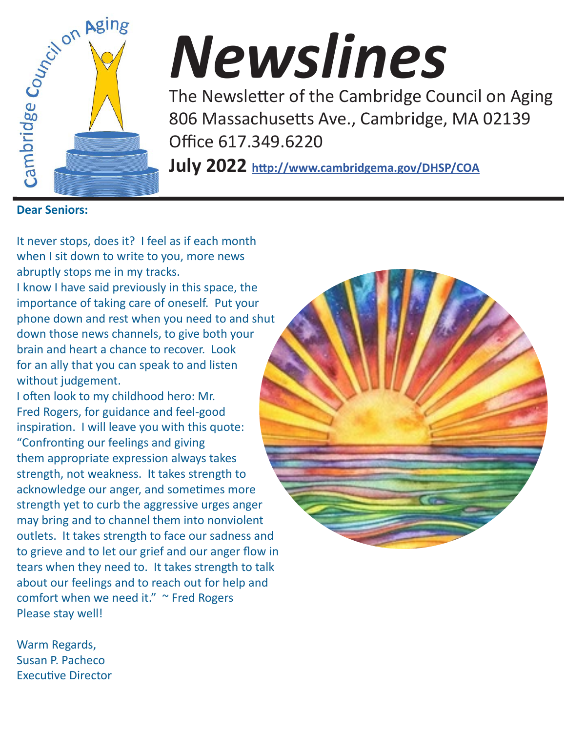# *Newslines*

The Newsletter of the Cambridge Council on Aging
806 Massachusetts Ave., Cambridge, MA 02139
Office 617.349.6220
**July 2022** **http://www.cambridgema.gov/DHSP/COA**

**Dear Seniors:**

It never stops, does it? I feel as if each month when I sit down to write to you, more news abruptly stops me in my tracks.

I know I have said previously in this space, the importance of taking care of oneself. Put your phone down and rest when you need to and shut down those news channels, to give both your brain and heart a chance to recover. Look for an ally that you can speak to and listen without judgement.

I often look to my childhood hero: Mr. Fred Rogers, for guidance and feel-good inspiration. I will leave you with this quote: "Confronting our feelings and giving them appropriate expression always takes strength, not weakness. It takes strength to acknowledge our anger, and sometimes more strength yet to curb the aggressive urges anger may bring and to channel them into nonviolent outlets. It takes strength to face our sadness and to grieve and to let our grief and our anger flow in tears when they need to. It takes strength to talk about our feelings and to reach out for help and comfort when we need it." ~ Fred Rogers

Please stay well!

Warm Regards,
Susan P. Pacheco
Executive Director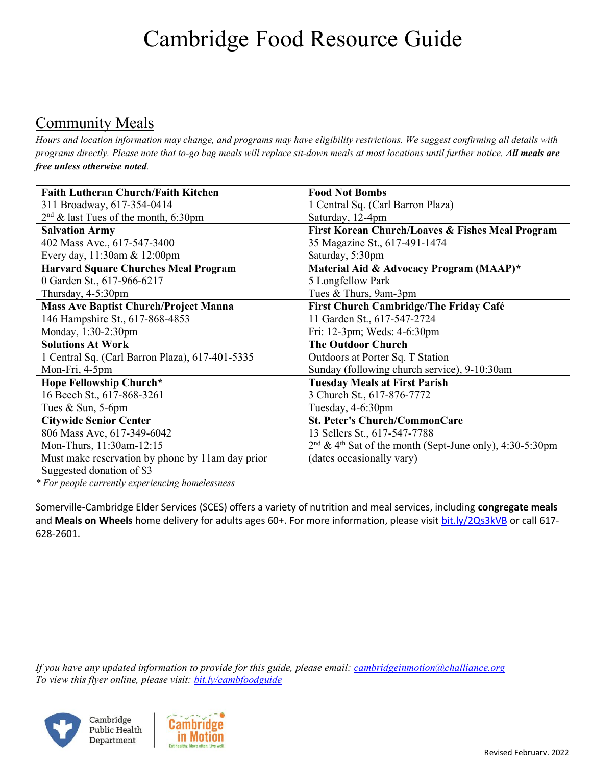# Cambridge Food Resource Guide

## Community Meals

*Hours and location information may change, and programs may have eligibility restrictions. We suggest confirming all details with programs directly. Please note that to-go bag meals will replace sit-down meals at most locations until further notice.* ***All meals are free unless otherwise noted****.*

| | |
|---|---|
| **Faith Lutheran Church/Faith Kitchen**<br>311 Broadway, 617-354-0414<br>2nd & last Tues of the month, 6:30pm | **Food Not Bombs**<br>1 Central Sq. (Carl Barron Plaza)<br>Saturday, 12-4pm |
| **Salvation Army**<br>402 Mass Ave., 617-547-3400<br>Every day, 11:30am & 12:00pm | **First Korean Church/Loaves & Fishes Meal Program**<br>35 Magazine St., 617-491-1474<br>Saturday, 5:30pm |
| **Harvard Square Churches Meal Program**<br>0 Garden St., 617-966-6217<br>Thursday, 4-5:30pm | **Material Aid & Advocacy Program (MAAP)***<br>5 Longfellow Park<br>Tues & Thurs, 9am-3pm |
| **Mass Ave Baptist Church/Project Manna**<br>146 Hampshire St., 617-868-4853<br>Monday, 1:30-2:30pm | **First Church Cambridge/The Friday Café**<br>11 Garden St., 617-547-2724<br>Fri: 12-3pm; Weds: 4-6:30pm |
| **Solutions At Work**<br>1 Central Sq. (Carl Barron Plaza), 617-401-5335<br>Mon-Fri, 4-5pm | **The Outdoor Church**<br>Outdoors at Porter Sq. T Station<br>Sunday (following church service), 9-10:30am |
| **Hope Fellowship Church***<br>16 Beech St., 617-868-3261<br>Tues & Sun, 5-6pm | **Tuesday Meals at First Parish**<br>3 Church St., 617-876-7772<br>Tuesday, 4-6:30pm |
| **Citywide Senior Center**<br>806 Mass Ave, 617-349-6042<br>Mon-Thurs, 11:30am-12:15<br>Must make reservation by phone by 11am day prior<br>Suggested donation of $3 | **St. Peter's Church/CommonCare**<br>13 Sellers St., 617-547-7788<br>2nd & 4th Sat of the month (Sept-June only), 4:30-5:30pm<br>(dates occasionally vary) |

*\* For people currently experiencing homelessness*

Somerville-Cambridge Elder Services (SCES) offers a variety of nutrition and meal services, including **congregate meals** and **Meals on Wheels** home delivery for adults ages 60+. For more information, please visit bit.ly/2Qs3kVB or call 617-628-2601.

*If you have any updated information to provide for this guide, please email: cambridgeinmotion@challiance.org*
*To view this flyer online, please visit: bit.ly/cambfoodguide*

Cambridge Public Health Department | Cambridge in Motion — Eat healthy. Move often. Live well.

Revised February 2022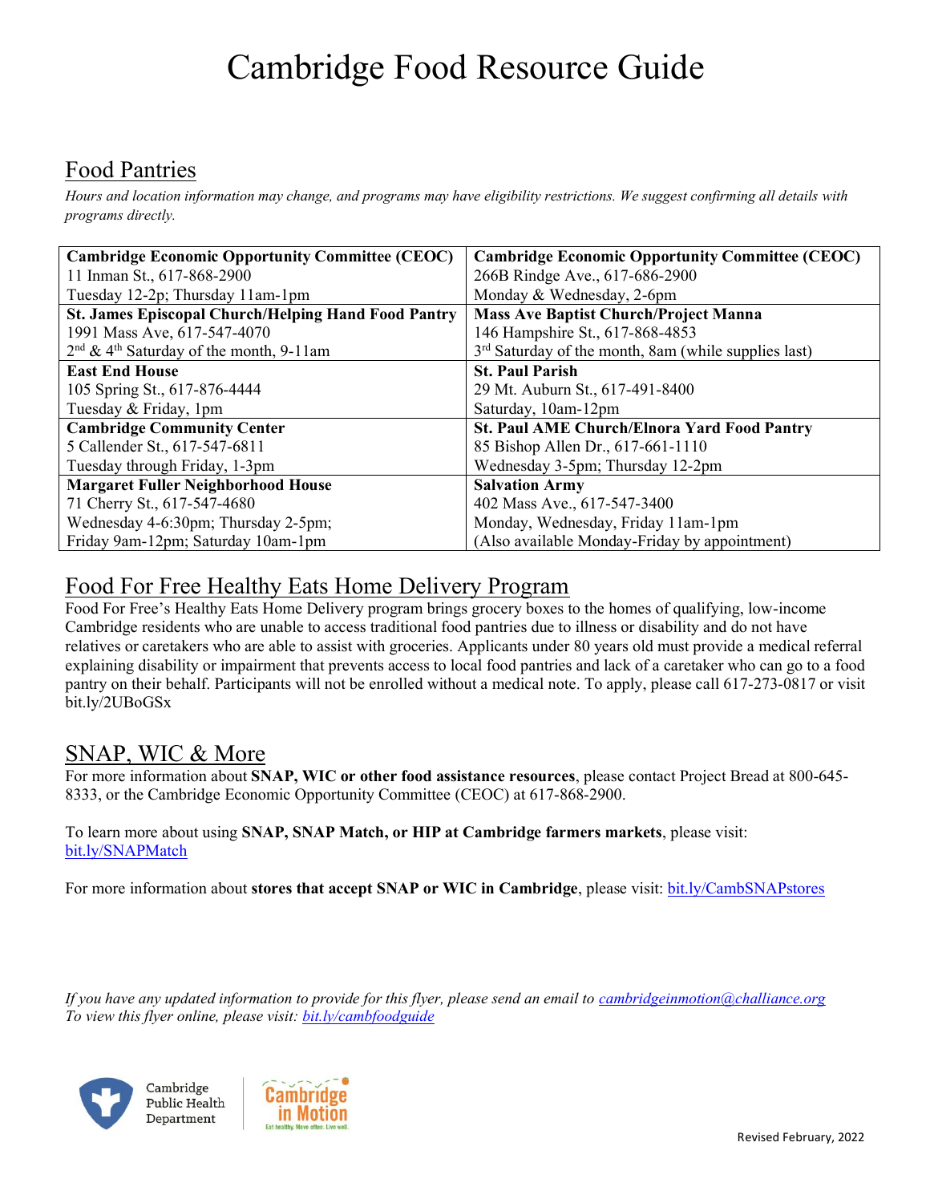# Cambridge Food Resource Guide

## Food Pantries

*Hours and location information may change, and programs may have eligibility restrictions. We suggest confirming all details with programs directly.*

| | |
|---|---|
| **Cambridge Economic Opportunity Committee (CEOC)**<br>11 Inman St., 617-868-2900<br>Tuesday 12-2p; Thursday 11am-1pm | **Cambridge Economic Opportunity Committee (CEOC)**<br>266B Rindge Ave., 617-686-2900<br>Monday & Wednesday, 2-6pm |
| **St. James Episcopal Church/Helping Hand Food Pantry**<br>1991 Mass Ave, 617-547-4070<br>2nd & 4th Saturday of the month, 9-11am | **Mass Ave Baptist Church/Project Manna**<br>146 Hampshire St., 617-868-4853<br>3rd Saturday of the month, 8am (while supplies last) |
| **East End House**<br>105 Spring St., 617-876-4444<br>Tuesday & Friday, 1pm | **St. Paul Parish**<br>29 Mt. Auburn St., 617-491-8400<br>Saturday, 10am-12pm |
| **Cambridge Community Center**<br>5 Callender St., 617-547-6811<br>Tuesday through Friday, 1-3pm | **St. Paul AME Church/Elnora Yard Food Pantry**<br>85 Bishop Allen Dr., 617-661-1110<br>Wednesday 3-5pm; Thursday 12-2pm |
| **Margaret Fuller Neighborhood House**<br>71 Cherry St., 617-547-4680<br>Wednesday 4-6:30pm; Thursday 2-5pm;<br>Friday 9am-12pm; Saturday 10am-1pm | **Salvation Army**<br>402 Mass Ave., 617-547-3400<br>Monday, Wednesday, Friday 11am-1pm<br>(Also available Monday-Friday by appointment) |

## Food For Free Healthy Eats Home Delivery Program

Food For Free's Healthy Eats Home Delivery program brings grocery boxes to the homes of qualifying, low-income Cambridge residents who are unable to access traditional food pantries due to illness or disability and do not have relatives or caretakers who are able to assist with groceries. Applicants under 80 years old must provide a medical referral explaining disability or impairment that prevents access to local food pantries and lack of a caretaker who can go to a food pantry on their behalf. Participants will not be enrolled without a medical note. To apply, please call 617-273-0817 or visit bit.ly/2UBoGSx

## SNAP, WIC & More

For more information about **SNAP, WIC or other food assistance resources**, please contact Project Bread at 800-645-8333, or the Cambridge Economic Opportunity Committee (CEOC) at 617-868-2900.

To learn more about using **SNAP, SNAP Match, or HIP at Cambridge farmers markets**, please visit: bit.ly/SNAPMatch

For more information about **stores that accept SNAP or WIC in Cambridge**, please visit: bit.ly/CambSNAPstores

*If you have any updated information to provide for this flyer, please send an email to cambridgeinmotion@challiance.org*
*To view this flyer online, please visit: bit.ly/cambfoodguide*

Cambridge Public Health Department

Cambridge in Motion — Eat healthy. Move often. Live well.

Revised February, 2022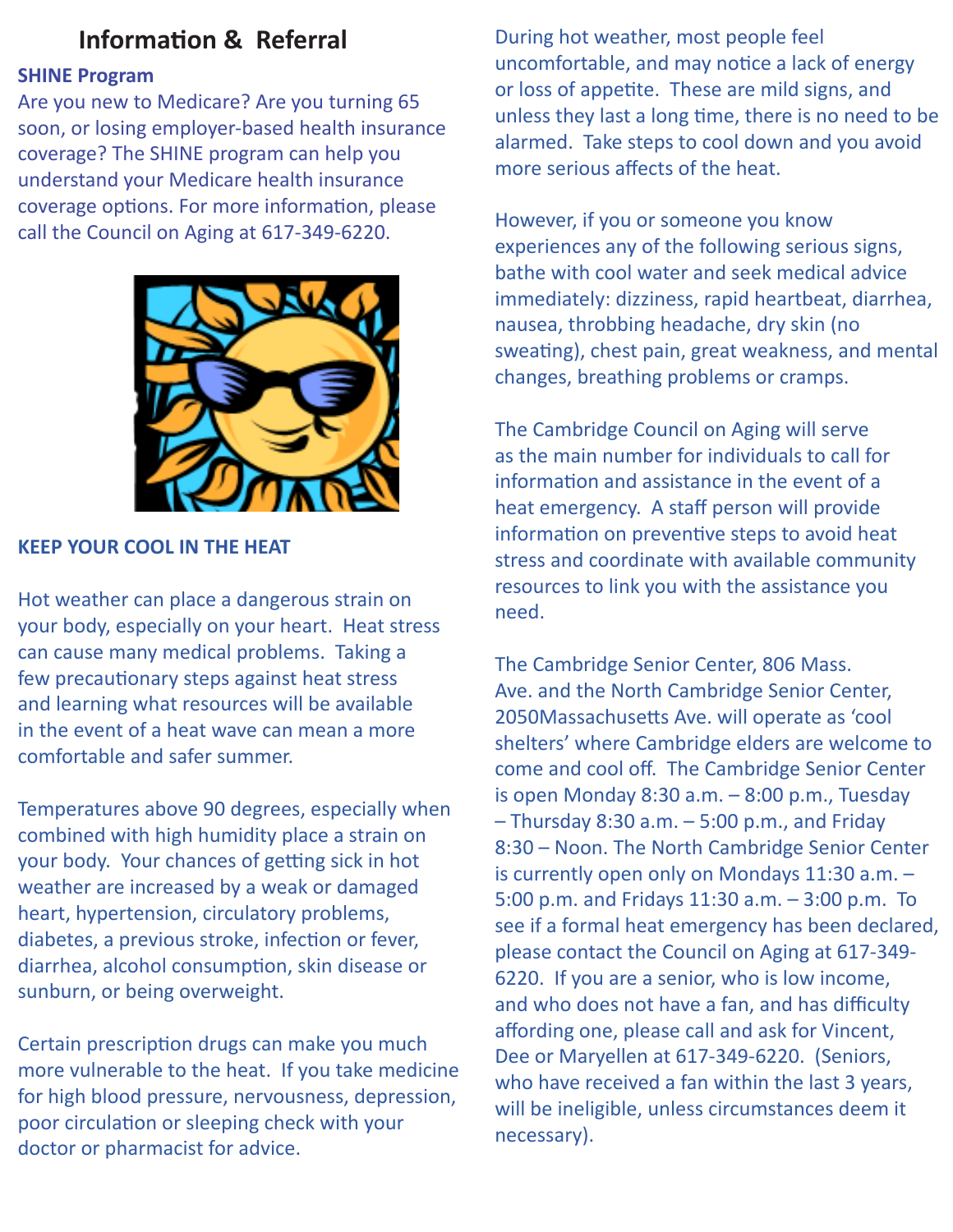## Information & Referral

### SHINE Program

Are you new to Medicare? Are you turning 65 soon, or losing employer-based health insurance coverage? The SHINE program can help you understand your Medicare health insurance coverage options. For more information, please call the Council on Aging at 617-349-6220.

### KEEP YOUR COOL IN THE HEAT

Hot weather can place a dangerous strain on your body, especially on your heart. Heat stress can cause many medical problems. Taking a few precautionary steps against heat stress and learning what resources will be available in the event of a heat wave can mean a more comfortable and safer summer.

Temperatures above 90 degrees, especially when combined with high humidity place a strain on your body. Your chances of getting sick in hot weather are increased by a weak or damaged heart, hypertension, circulatory problems, diabetes, a previous stroke, infection or fever, diarrhea, alcohol consumption, skin disease or sunburn, or being overweight.

Certain prescription drugs can make you much more vulnerable to the heat. If you take medicine for high blood pressure, nervousness, depression, poor circulation or sleeping check with your doctor or pharmacist for advice.

During hot weather, most people feel uncomfortable, and may notice a lack of energy or loss of appetite. These are mild signs, and unless they last a long time, there is no need to be alarmed. Take steps to cool down and you avoid more serious affects of the heat.

However, if you or someone you know experiences any of the following serious signs, bathe with cool water and seek medical advice immediately: dizziness, rapid heartbeat, diarrhea, nausea, throbbing headache, dry skin (no sweating), chest pain, great weakness, and mental changes, breathing problems or cramps.

The Cambridge Council on Aging will serve as the main number for individuals to call for information and assistance in the event of a heat emergency. A staff person will provide information on preventive steps to avoid heat stress and coordinate with available community resources to link you with the assistance you need.

The Cambridge Senior Center, 806 Mass. Ave. and the North Cambridge Senior Center, 2050Massachusetts Ave. will operate as 'cool shelters' where Cambridge elders are welcome to come and cool off. The Cambridge Senior Center is open Monday 8:30 a.m. – 8:00 p.m., Tuesday – Thursday 8:30 a.m. – 5:00 p.m., and Friday 8:30 – Noon. The North Cambridge Senior Center is currently open only on Mondays 11:30 a.m. – 5:00 p.m. and Fridays 11:30 a.m. – 3:00 p.m. To see if a formal heat emergency has been declared, please contact the Council on Aging at 617-349-6220. If you are a senior, who is low income, and who does not have a fan, and has difficulty affording one, please call and ask for Vincent, Dee or Maryellen at 617-349-6220. (Seniors, who have received a fan within the last 3 years, will be ineligible, unless circumstances deem it necessary).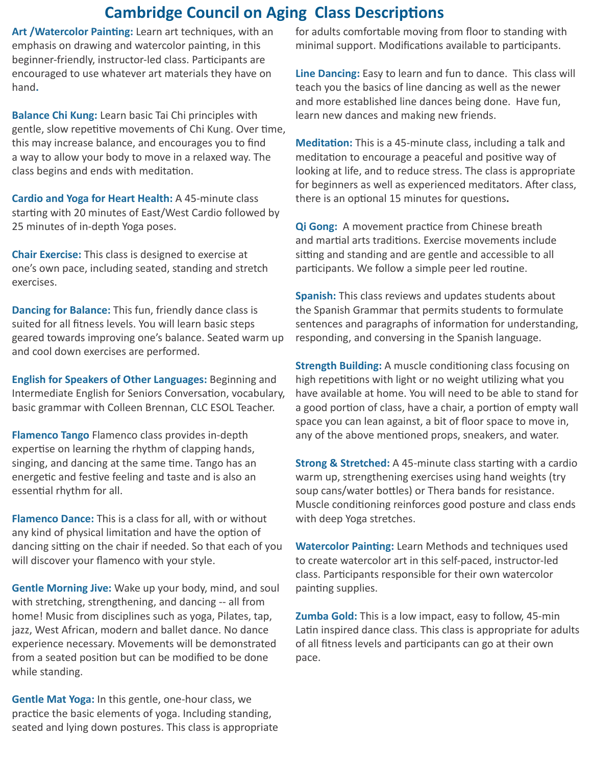# Cambridge Council on Aging Class Descriptions

**Art /Watercolor Painting:** Learn art techniques, with an emphasis on drawing and watercolor painting, in this beginner-friendly, instructor-led class. Participants are encouraged to use whatever art materials they have on hand.

**Balance Chi Kung:** Learn basic Tai Chi principles with gentle, slow repetitive movements of Chi Kung. Over time, this may increase balance, and encourages you to find a way to allow your body to move in a relaxed way. The class begins and ends with meditation.

**Cardio and Yoga for Heart Health:** A 45-minute class starting with 20 minutes of East/West Cardio followed by 25 minutes of in-depth Yoga poses.

**Chair Exercise:** This class is designed to exercise at one's own pace, including seated, standing and stretch exercises.

**Dancing for Balance:** This fun, friendly dance class is suited for all fitness levels. You will learn basic steps geared towards improving one's balance. Seated warm up and cool down exercises are performed.

**English for Speakers of Other Languages:** Beginning and Intermediate English for Seniors Conversation, vocabulary, basic grammar with Colleen Brennan, CLC ESOL Teacher.

**Flamenco Tango** Flamenco class provides in-depth expertise on learning the rhythm of clapping hands, singing, and dancing at the same time. Tango has an energetic and festive feeling and taste and is also an essential rhythm for all.

**Flamenco Dance:** This is a class for all, with or without any kind of physical limitation and have the option of dancing sitting on the chair if needed. So that each of you will discover your flamenco with your style.

**Gentle Morning Jive:** Wake up your body, mind, and soul with stretching, strengthening, and dancing -- all from home! Music from disciplines such as yoga, Pilates, tap, jazz, West African, modern and ballet dance. No dance experience necessary. Movements will be demonstrated from a seated position but can be modified to be done while standing.

**Gentle Mat Yoga:** In this gentle, one-hour class, we practice the basic elements of yoga. Including standing, seated and lying down postures. This class is appropriate for adults comfortable moving from floor to standing with minimal support. Modifications available to participants.

**Line Dancing:** Easy to learn and fun to dance. This class will teach you the basics of line dancing as well as the newer and more established line dances being done. Have fun, learn new dances and making new friends.

**Meditation:** This is a 45-minute class, including a talk and meditation to encourage a peaceful and positive way of looking at life, and to reduce stress. The class is appropriate for beginners as well as experienced meditators. After class, there is an optional 15 minutes for questions.

**Qi Gong:** A movement practice from Chinese breath and martial arts traditions. Exercise movements include sitting and standing and are gentle and accessible to all participants. We follow a simple peer led routine.

**Spanish:** This class reviews and updates students about the Spanish Grammar that permits students to formulate sentences and paragraphs of information for understanding, responding, and conversing in the Spanish language.

**Strength Building:** A muscle conditioning class focusing on high repetitions with light or no weight utilizing what you have available at home. You will need to be able to stand for a good portion of class, have a chair, a portion of empty wall space you can lean against, a bit of floor space to move in, any of the above mentioned props, sneakers, and water.

**Strong & Stretched:** A 45-minute class starting with a cardio warm up, strengthening exercises using hand weights (try soup cans/water bottles) or Thera bands for resistance. Muscle conditioning reinforces good posture and class ends with deep Yoga stretches.

**Watercolor Painting:** Learn Methods and techniques used to create watercolor art in this self-paced, instructor-led class. Participants responsible for their own watercolor painting supplies.

**Zumba Gold:** This is a low impact, easy to follow, 45-min Latin inspired dance class. This class is appropriate for adults of all fitness levels and participants can go at their own pace.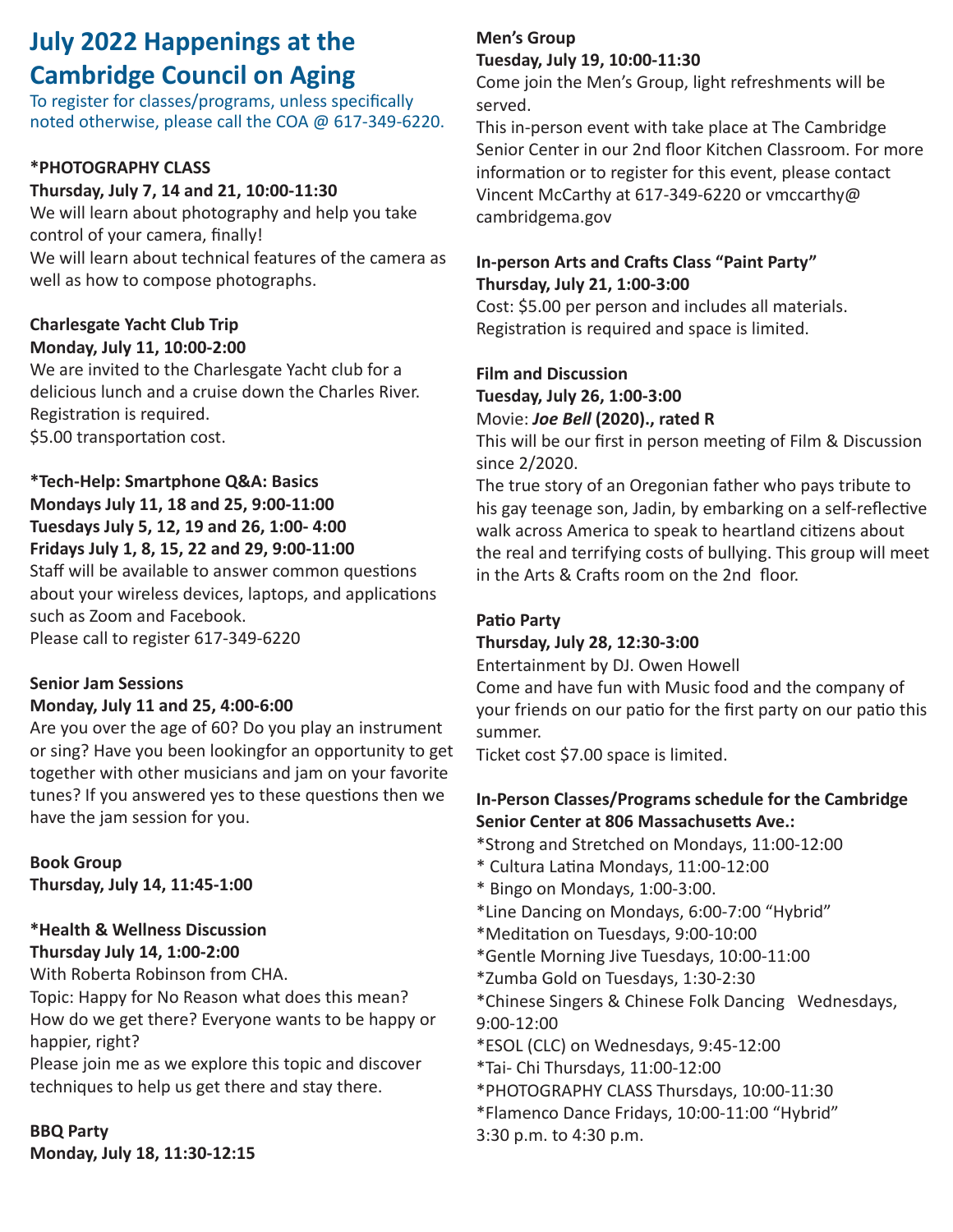# July 2022 Happenings at the Cambridge Council on Aging

To register for classes/programs, unless specifically noted otherwise, please call the COA @ 617-349-6220.

**\*PHOTOGRAPHY CLASS**
**Thursday, July 7, 14 and 21, 10:00-11:30**
We will learn about photography and help you take control of your camera, finally!
We will learn about technical features of the camera as well as how to compose photographs.

**Charlesgate Yacht Club Trip**
**Monday, July 11, 10:00-2:00**
We are invited to the Charlesgate Yacht club for a delicious lunch and a cruise down the Charles River.
Registration is required.
$5.00 transportation cost.

**\*Tech-Help: Smartphone Q&A: Basics**
**Mondays July 11, 18 and 25, 9:00-11:00**
**Tuesdays July 5, 12, 19 and 26, 1:00- 4:00**
**Fridays July 1, 8, 15, 22 and 29, 9:00-11:00**
Staff will be available to answer common questions about your wireless devices, laptops, and applications such as Zoom and Facebook.
Please call to register 617-349-6220

**Senior Jam Sessions**
**Monday, July 11 and 25, 4:00-6:00**
Are you over the age of 60? Do you play an instrument or sing? Have you been lookingfor an opportunity to get together with other musicians and jam on your favorite tunes? If you answered yes to these questions then we have the jam session for you.

**Book Group**
**Thursday, July 14, 11:45-1:00**

**\*Health & Wellness Discussion**
**Thursday July 14, 1:00-2:00**
With Roberta Robinson from CHA.
Topic: Happy for No Reason what does this mean? How do we get there? Everyone wants to be happy or happier, right?
Please join me as we explore this topic and discover techniques to help us get there and stay there.

**BBQ Party**
**Monday, July 18, 11:30-12:15**

**Men's Group**
**Tuesday, July 19, 10:00-11:30**
Come join the Men's Group, light refreshments will be served.
This in-person event with take place at The Cambridge Senior Center in our 2nd floor Kitchen Classroom. For more information or to register for this event, please contact Vincent McCarthy at 617-349-6220 or vmccarthy@cambridgema.gov

**In-person Arts and Crafts Class "Paint Party"**
**Thursday, July 21, 1:00-3:00**
Cost: $5.00 per person and includes all materials.
Registration is required and space is limited.

**Film and Discussion**
**Tuesday, July 26, 1:00-3:00**
**Movie: *Joe Bell* (2020)., rated R**
This will be our first in person meeting of Film & Discussion since 2/2020.
The true story of an Oregonian father who pays tribute to his gay teenage son, Jadin, by embarking on a self-reflective walk across America to speak to heartland citizens about the real and terrifying costs of bullying. This group will meet in the Arts & Crafts room on the 2nd floor.

**Patio Party**
**Thursday, July 28, 12:30-3:00**
Entertainment by DJ. Owen Howell
Come and have fun with Music food and the company of your friends on our patio for the first party on our patio this summer.
Ticket cost $7.00 space is limited.

**In-Person Classes/Programs schedule for the Cambridge Senior Center at 806 Massachusetts Ave.:**
*Strong and Stretched on Mondays, 11:00-12:00
* Cultura Latina Mondays, 11:00-12:00
* Bingo on Mondays, 1:00-3:00.
*Line Dancing on Mondays, 6:00-7:00 "Hybrid"
*Meditation on Tuesdays, 9:00-10:00
*Gentle Morning Jive Tuesdays, 10:00-11:00
*Zumba Gold on Tuesdays, 1:30-2:30
*Chinese Singers & Chinese Folk Dancing Wednesdays, 9:00-12:00
*ESOL (CLC) on Wednesdays, 9:45-12:00
*Tai- Chi Thursdays, 11:00-12:00
*PHOTOGRAPHY CLASS Thursdays, 10:00-11:30
*Flamenco Dance Fridays, 10:00-11:00 "Hybrid"
3:30 p.m. to 4:30 p.m.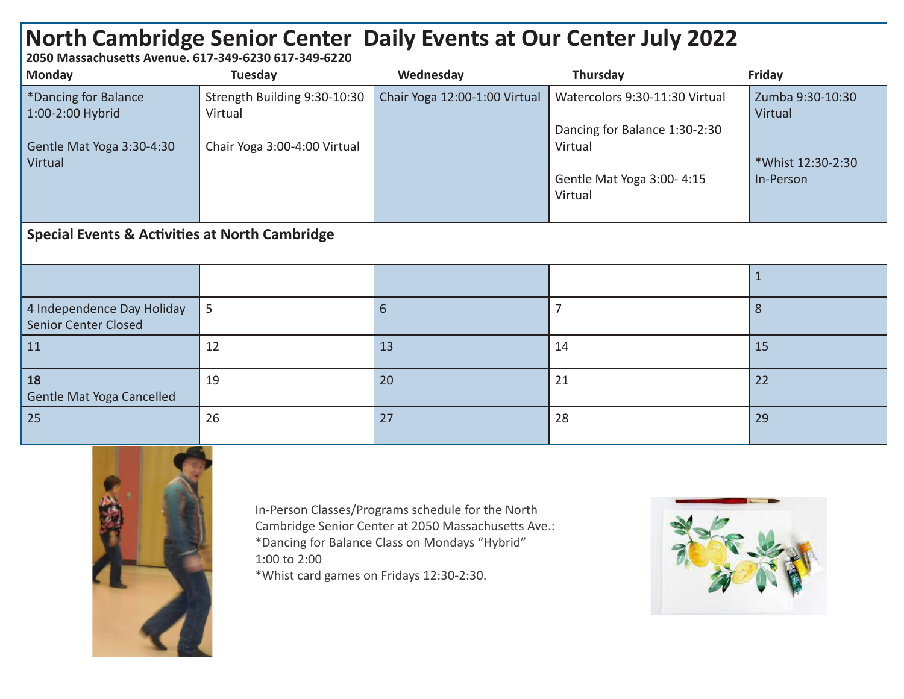# North Cambridge Senior Center Daily Events at Our Center July 2022

**2050 Massachusetts Avenue. 617-349-6230 617-349-6220**

| Monday | Tuesday | Wednesday | Thursday | Friday |
|---|---|---|---|---|
| *Dancing for Balance 1:00-2:00 Hybrid<br><br>Gentle Mat Yoga 3:30-4:30 Virtual | Strength Building 9:30-10:30 Virtual<br><br>Chair Yoga 3:00-4:00 Virtual | Chair Yoga 12:00-1:00 Virtual | Watercolors 9:30-11:30 Virtual<br><br>Dancing for Balance 1:30-2:30 Virtual<br><br>Gentle Mat Yoga 3:00- 4:15 Virtual | Zumba 9:30-10:30 Virtual<br><br>*Whist 12:30-2:30 In-Person |

## Special Events & Activities at North Cambridge

| Monday | Tuesday | Wednesday | Thursday | Friday |
|---|---|---|---|---|
| | | | | 1 |
| 4 Independence Day Holiday Senior Center Closed | 5 | 6 | 7 | 8 |
| 11 | 12 | 13 | 14 | 15 |
| **18**<br>Gentle Mat Yoga Cancelled | 19 | 20 | 21 | 22 |
| 25 | 26 | 27 | 28 | 29 |

In-Person Classes/Programs schedule for the North Cambridge Senior Center at 2050 Massachusetts Ave.:
*Dancing for Balance Class on Mondays "Hybrid" 1:00 to 2:00
*Whist card games on Fridays 12:30-2:30.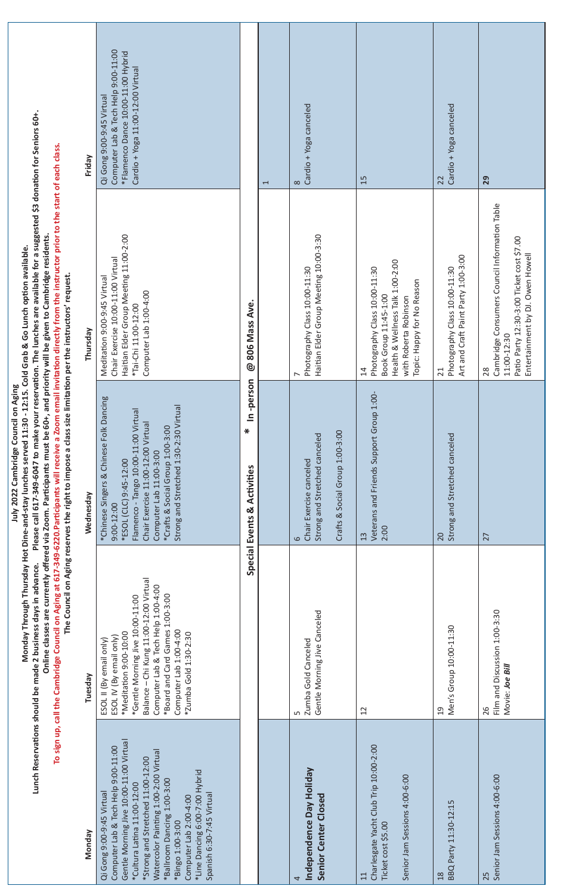# July 2022 Cambridge Council on Aging

**Monday Through Thursday Hot Dine-and-stay lunches served 11:30 - 12:15. Cold Grab & Go Lunch option available.**

**Lunch Reservations should be made 2 business days in advance. Please call 617-349-6047 to make your reservation. The lunches are available for a suggested $3 donation for Seniors 60+.**

**Online classes are currently offered via Zoom. Participants must be 60+, and priority will be given to Cambridge residents.**

**To sign up, call the Cambridge Council on Aging at 617-349-6220.Participants will receive a Zoom email invitation directly from the instructor prior to the start of each class.**

**The Council on Aging reserves the right to impose a class size limitation per the instructors' request.**

| Monday | Tuesday | Wednesday | Thursday | Friday |
|---|---|---|---|---|
| Qi Gong 9:00-9:45 Virtual<br>Computer Lab & Tech Help 9:00-11:00<br>Gentle Morning Jive 10:00-11:00 Virtual<br>*Cultura Latina 11:00-12:00<br>*Strong and Stretched 11:00-12:00<br>Watercolor Painting 1:00-2:00 Virtual<br>*Ballroom Dancing 1:00-3:00<br>*Bingo 1:00-3:00<br>Computer Lab 2:00-4:00<br>*Line Dancing 6:00-7:00 Hybrid<br>Spanish 6:30-7:45 Virtual | ESOL II (By email only)<br>ESOL IV (By email only)<br>*Meditation 9:00-10:00<br>*Gentle Morning Jive 10:00-11:00<br>Balance – Chi Kung 11:00-12:00 Virtual<br>Computer Lab & Tech Help 1:00-4:00<br>*Board and Card Games 1:00-3:00<br>Computer Lab 1:00-4:00<br>*Zumba Gold 1:30-2:30 | *Chinese Singers & Chinese Folk Dancing 9:00-12:00<br>*ESOL (CLC) 9:45-12:00<br>Flamenco - Tango 10:00-11:00 Virtual<br>Chair Exercise 11:00-12:00 Virtual<br>Computer Lab 11:00-3:00<br>*Crafts & Social Group 1:00-3:00<br>Strong and Stretched 1:30-2:30 Virtual | Meditation 9:00-9:45 Virtual<br>Chair Exercise 10:00-11:00 Virtual<br>Haitian Elder Group Meeting 11:00-2:00<br>*Tai-Chi 11:00-12:00<br>Computer Lab 1:00-4:00 | Qi Gong 9:00-9:45 Virtual<br>Computer Lab & Tech Help 9:00-11:00<br>*Flamenco Dance 10:00-11:00 Hybrid<br>Cardio + Yoga 11:00-12:00 Virtual |
| **Special Events & Activities** | | **\* In-person @ 806 Mass Ave.** | | |
| | | | | 1 |
| 4<br>**Independence Day Holiday Senior Center Closed** | 5<br>Zumba Gold Canceled<br>Gentle Morning Jive Canceled | 6<br>Chair Exercise canceled<br>Strong and Stretched canceled<br>Crafts & Social Group 1:00-3:00 | 7<br>Photography Class 10:00-11:30<br>Haitian Elder Group Meeting 10:00-3:30 | 8<br>Cardio + Yoga canceled |
| 11<br>Charlesgate Yacht Club Trip 10:00-2:00<br>Ticket cost $5.00<br>Senior Jam Sessions 4:00-6:00 | 12 | 13<br>Veterans and Friends Support Group 1:00-2:00 | 14<br>Photography Class 10:00-11:30<br>Book Group 11:45-1:00<br>Health & Wellness Talk 1:00-2:00 with Roberta Robinson<br>Topic: Happy for No Reason | 15 |
| 18<br>BBQ Party 11:30-12:15 | 19<br>Men's Group 10:00-11:30 | 20<br>Strong and Stretched canceled | 21<br>Photography Class 10:00-11:30<br>Art and Craft Paint Party 1:00-3:00 | 22<br>Cardio + Yoga canceled |
| 25<br>Senior Jam Sessions 4:00-6:00 | 26<br>Film and Discussion 1:00-3:30<br>Movie: ***Joe Bill*** | 27 | 28<br>Cambridge Consumers Council Information Table 11:00-12:30<br>Patio Party 12:30-3:00 Ticket cost $7.00<br>Entertainment by DJ. Owen Howell | **29** |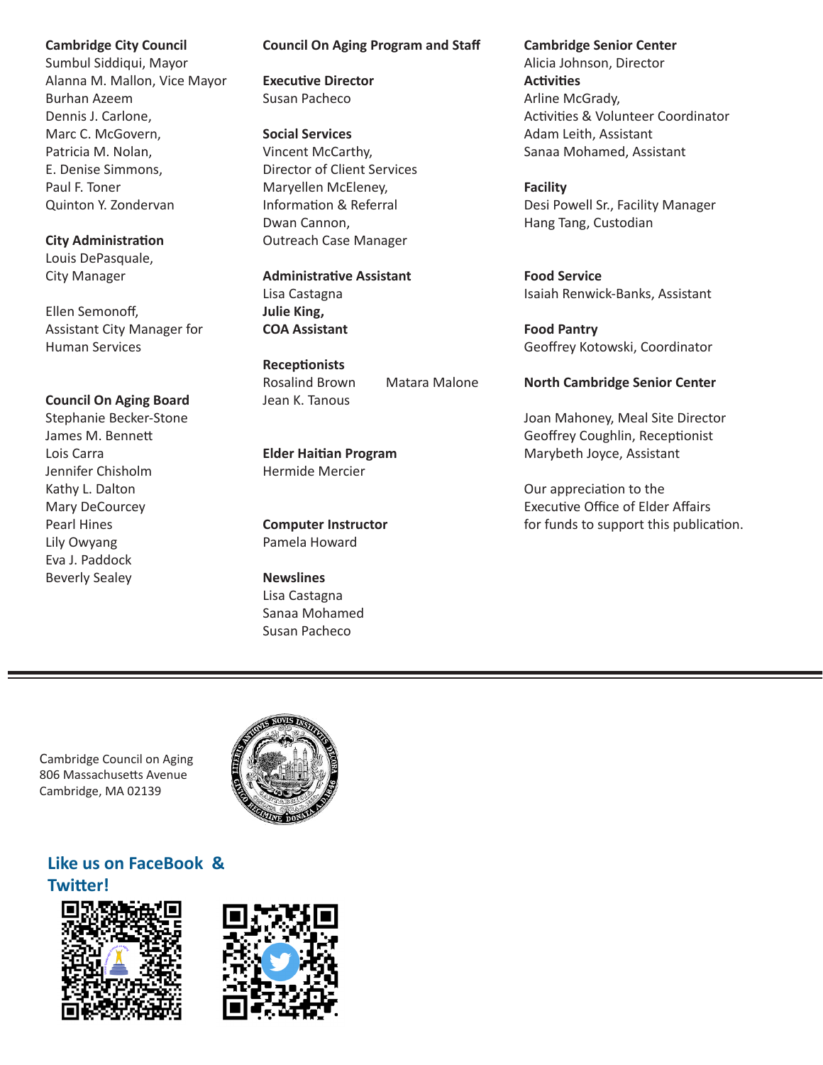**Cambridge City Council**
Sumbul Siddiqui, Mayor
Alanna M. Mallon, Vice Mayor
Burhan Azeem
Dennis J. Carlone,
Marc C. McGovern,
Patricia M. Nolan,
E. Denise Simmons,
Paul F. Toner
Quinton Y. Zondervan

**City Administration**
Louis DePasquale,
City Manager

Ellen Semonoff,
Assistant City Manager for
Human Services

**Council On Aging Board**
Stephanie Becker-Stone
James M. Bennett
Lois Carra
Jennifer Chisholm
Kathy L. Dalton
Mary DeCourcey
Pearl Hines
Lily Owyang
Eva J. Paddock
Beverly Sealey

**Council On Aging Program and Staff**

**Executive Director**
Susan Pacheco

**Social Services**
Vincent McCarthy,
Director of Client Services
Maryellen McEleney,
Information & Referral
Dwan Cannon,
Outreach Case Manager

**Administrative Assistant**
Lisa Castagna
**Julie King,**
**COA Assistant**

**Receptionists**
Rosalind Brown
Matara Malone
Jean K. Tanous

**Elder Haitian Program**
Hermide Mercier

**Computer Instructor**
Pamela Howard

**Newslines**
Lisa Castagna
Sanaa Mohamed
Susan Pacheco

**Cambridge Senior Center**
Alicia Johnson, Director
**Activities**
Arline McGrady,
Activities & Volunteer Coordinator
Adam Leith, Assistant
Sanaa Mohamed, Assistant

**Facility**
Desi Powell Sr., Facility Manager
Hang Tang, Custodian

**Food Service**
Isaiah Renwick-Banks, Assistant

**Food Pantry**
Geoffrey Kotowski, Coordinator

**North Cambridge Senior Center**

Joan Mahoney, Meal Site Director
Geoffrey Coughlin, Receptionist
Marybeth Joyce, Assistant

Our appreciation to the
Executive Office of Elder Affairs
for funds to support this publication.

---

Cambridge Council on Aging
806 Massachusetts Avenue
Cambridge, MA 02139

**Like us on FaceBook & Twitter!**